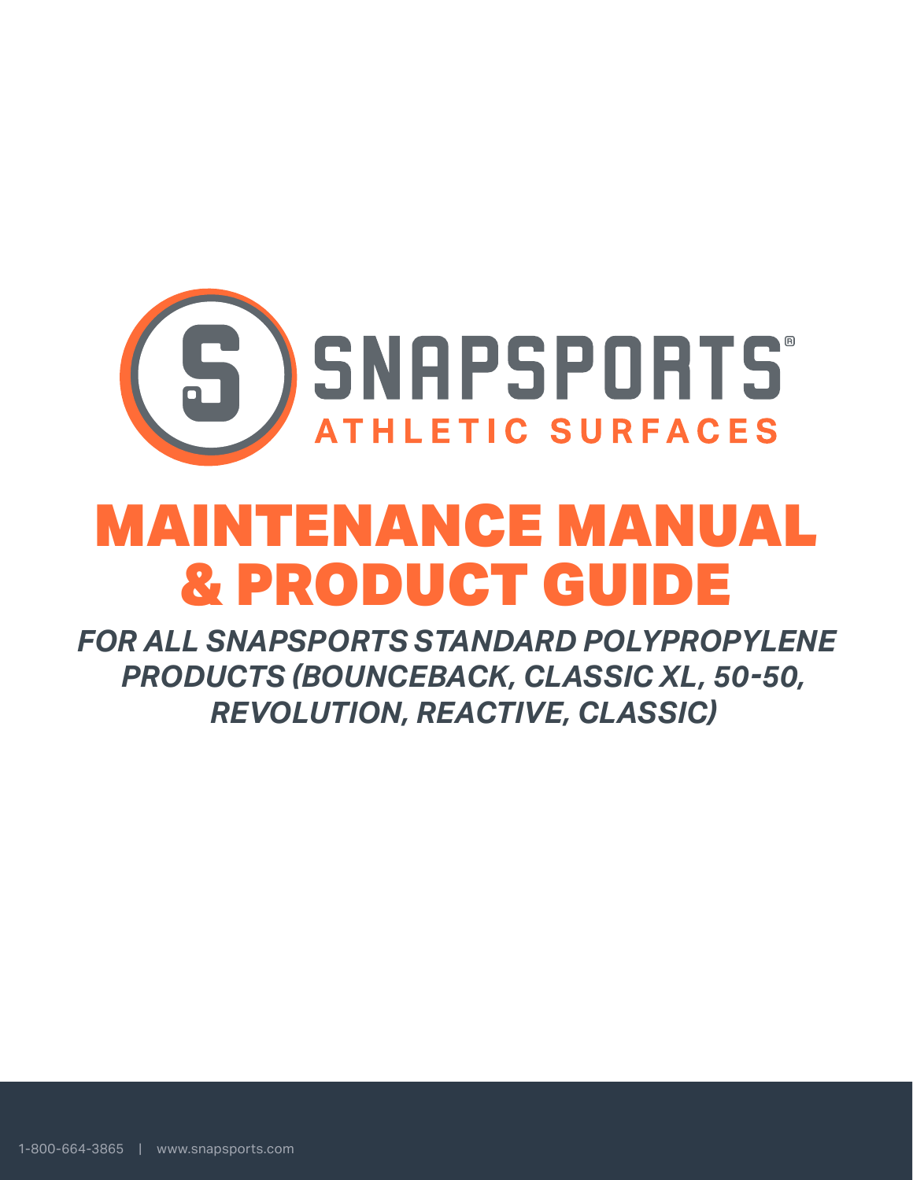SNAPSPORTS®

ATHLETIC SURFACES

# MAINTENANCE MANUAL & PRODUCT GUIDE

***FOR ALL SNAPSPORTS STANDARD POLYPROPYLENE PRODUCTS (BOUNCEBACK, CLASSIC XL, 50-50, REVOLUTION, REACTIVE, CLASSIC)***

1-800-664-3865 | www.snapsports.com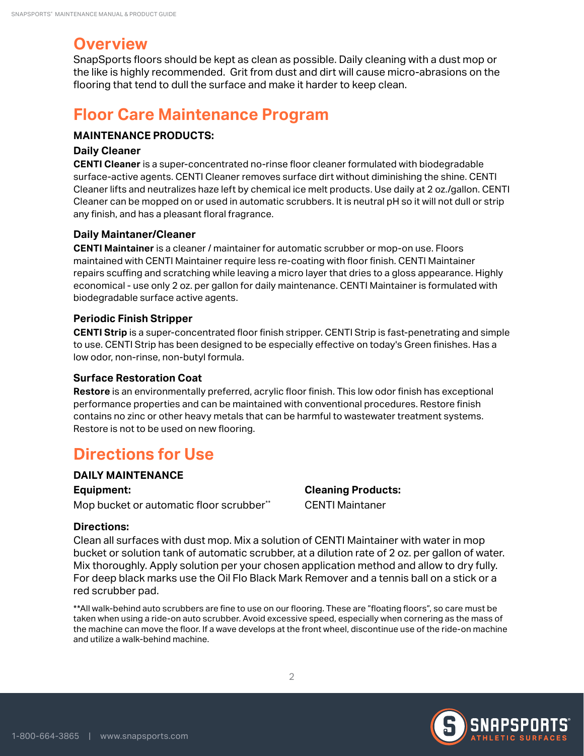## Overview

SnapSports floors should be kept as clean as possible. Daily cleaning with a dust mop or the like is highly recommended. Grit from dust and dirt will cause micro-abrasions on the flooring that tend to dull the surface and make it harder to keep clean.

## Floor Care Maintenance Program

**MAINTENANCE PRODUCTS:**

### Daily Cleaner

**CENTI Cleaner** is a super-concentrated no-rinse floor cleaner formulated with biodegradable surface-active agents. CENTI Cleaner removes surface dirt without diminishing the shine. CENTI Cleaner lifts and neutralizes haze left by chemical ice melt products. Use daily at 2 oz./gallon. CENTI Cleaner can be mopped on or used in automatic scrubbers. It is neutral pH so it will not dull or strip any finish, and has a pleasant floral fragrance.

### Daily Maintaner/Cleaner

**CENTI Maintainer** is a cleaner / maintainer for automatic scrubber or mop-on use. Floors maintained with CENTI Maintainer require less re-coating with floor finish. CENTI Maintainer repairs scuffing and scratching while leaving a micro layer that dries to a gloss appearance. Highly economical - use only 2 oz. per gallon for daily maintenance. CENTI Maintainer is formulated with biodegradable surface active agents.

### Periodic Finish Stripper

**CENTI Strip** is a super-concentrated floor finish stripper. CENTI Strip is fast-penetrating and simple to use. CENTI Strip has been designed to be especially effective on today's Green finishes. Has a low odor, non-rinse, non-butyl formula.

### Surface Restoration Coat

**Restore** is an environmentally preferred, acrylic floor finish. This low odor finish has exceptional performance properties and can be maintained with conventional procedures. Restore finish contains no zinc or other heavy metals that can be harmful to wastewater treatment systems. Restore is not to be used on new flooring.

## Directions for Use

**DAILY MAINTENANCE**

**Equipment:**
Mop bucket or automatic floor scrubber**

**Cleaning Products:**
CENTI Maintaner

**Directions:**

Clean all surfaces with dust mop. Mix a solution of CENTI Maintainer with water in mop bucket or solution tank of automatic scrubber, at a dilution rate of 2 oz. per gallon of water. Mix thoroughly. Apply solution per your chosen application method and allow to dry fully. For deep black marks use the Oil Flo Black Mark Remover and a tennis ball on a stick or a red scrubber pad.

**All walk-behind auto scrubbers are fine to use on our flooring. These are "floating floors", so care must be taken when using a ride-on auto scrubber. Avoid excessive speed, especially when cornering as the mass of the machine can move the floor. If a wave develops at the front wheel, discontinue use of the ride-on machine and utilize a walk-behind machine.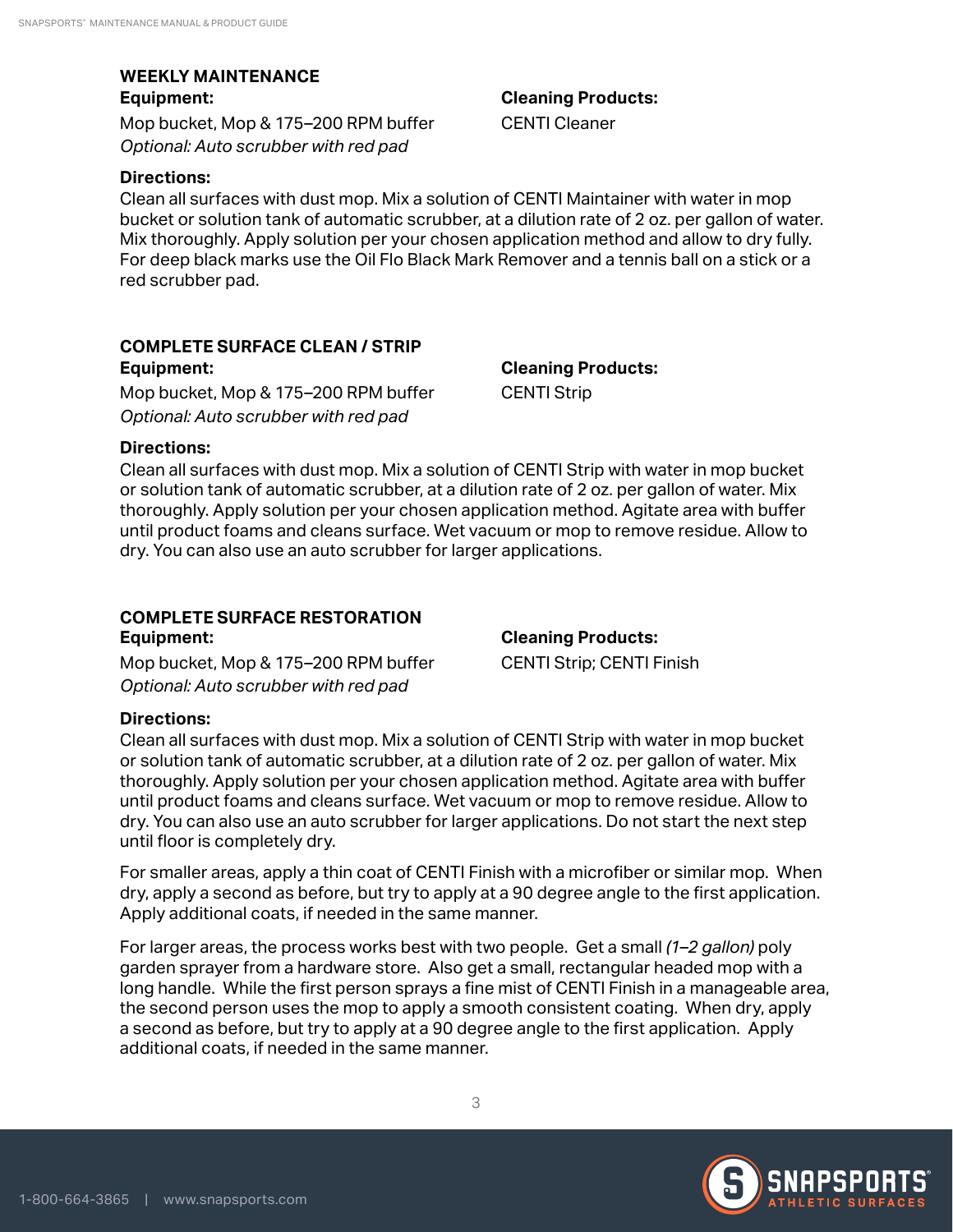## WEEKLY MAINTENANCE

**Equipment:**

Mop bucket, Mop & 175–200 RPM buffer
*Optional: Auto scrubber with red pad*

**Cleaning Products:**

CENTI Cleaner

**Directions:**

Clean all surfaces with dust mop. Mix a solution of CENTI Maintainer with water in mop bucket or solution tank of automatic scrubber, at a dilution rate of 2 oz. per gallon of water. Mix thoroughly. Apply solution per your chosen application method and allow to dry fully. For deep black marks use the Oil Flo Black Mark Remover and a tennis ball on a stick or a red scrubber pad.

## COMPLETE SURFACE CLEAN / STRIP

**Equipment:**

Mop bucket, Mop & 175–200 RPM buffer
*Optional: Auto scrubber with red pad*

**Cleaning Products:**

CENTI Strip

**Directions:**

Clean all surfaces with dust mop. Mix a solution of CENTI Strip with water in mop bucket or solution tank of automatic scrubber, at a dilution rate of 2 oz. per gallon of water. Mix thoroughly. Apply solution per your chosen application method. Agitate area with buffer until product foams and cleans surface. Wet vacuum or mop to remove residue. Allow to dry. You can also use an auto scrubber for larger applications.

## COMPLETE SURFACE RESTORATION

**Equipment:**

Mop bucket, Mop & 175–200 RPM buffer
*Optional: Auto scrubber with red pad*

**Cleaning Products:**

CENTI Strip; CENTI Finish

**Directions:**

Clean all surfaces with dust mop. Mix a solution of CENTI Strip with water in mop bucket or solution tank of automatic scrubber, at a dilution rate of 2 oz. per gallon of water. Mix thoroughly. Apply solution per your chosen application method. Agitate area with buffer until product foams and cleans surface. Wet vacuum or mop to remove residue. Allow to dry. You can also use an auto scrubber for larger applications. Do not start the next step until floor is completely dry.

For smaller areas, apply a thin coat of CENTI Finish with a microfiber or similar mop. When dry, apply a second as before, but try to apply at a 90 degree angle to the first application. Apply additional coats, if needed in the same manner.

For larger areas, the process works best with two people. Get a small *(1–2 gallon)* poly garden sprayer from a hardware store. Also get a small, rectangular headed mop with a long handle. While the first person sprays a fine mist of CENTI Finish in a manageable area, the second person uses the mop to apply a smooth consistent coating. When dry, apply a second as before, but try to apply at a 90 degree angle to the first application. Apply additional coats, if needed in the same manner.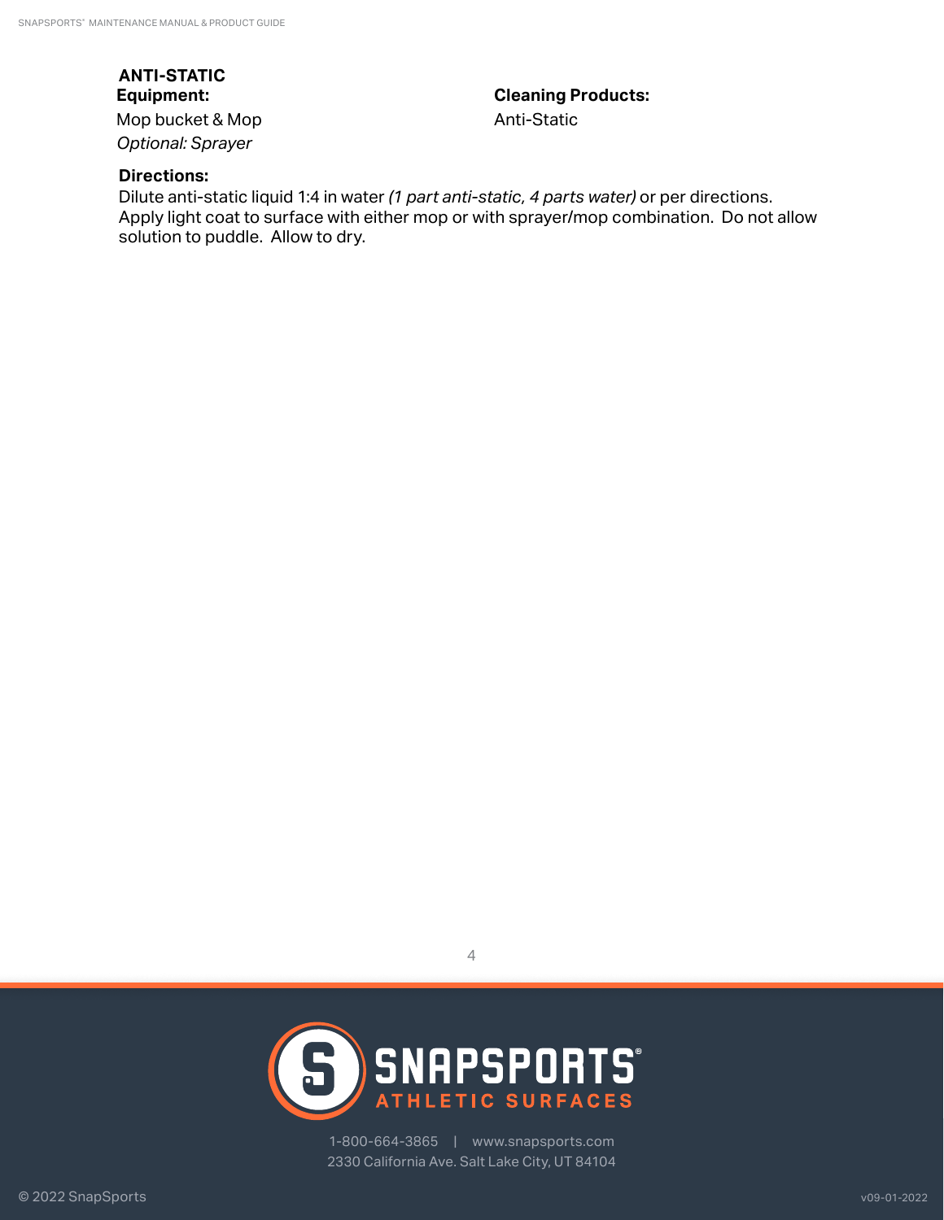## ANTI-STATIC

**Equipment:**

Mop bucket & Mop

*Optional: Sprayer*

**Cleaning Products:**

Anti-Static

**Directions:**

Dilute anti-static liquid 1:4 in water *(1 part anti-static, 4 parts water)* or per directions. Apply light coat to surface with either mop or with sprayer/mop combination. Do not allow solution to puddle. Allow to dry.

SNAPSPORTS® ATHLETIC SURFACES

1-800-664-3865 | www.snapsports.com

2330 California Ave. Salt Lake City, UT 84104

© 2022 SnapSports

v09-01-2022